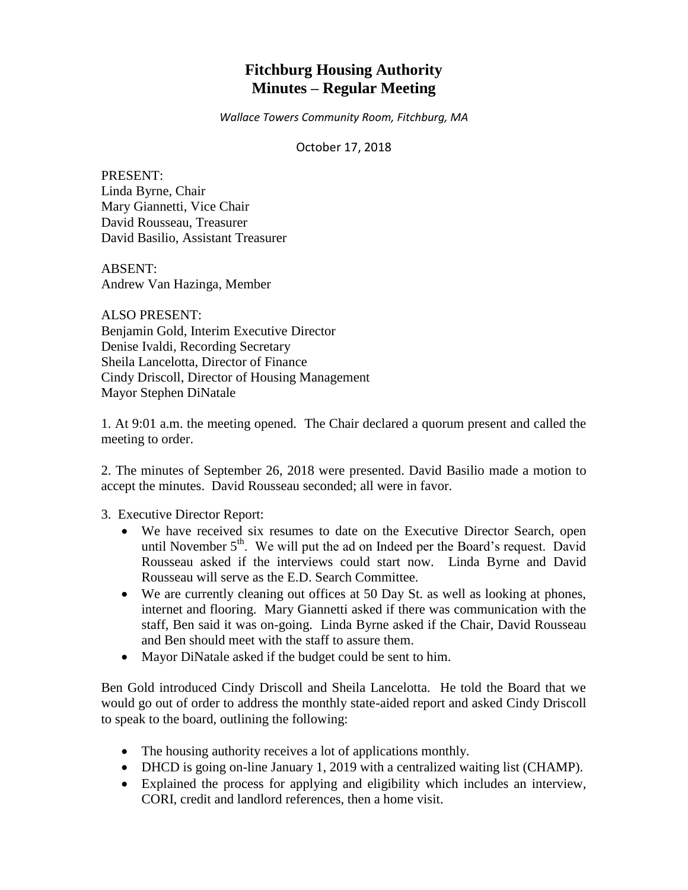# Fitchburg Housing Authority
# Minutes – Regular Meeting

*Wallace Towers Community Room, Fitchburg, MA*

October 17, 2018

PRESENT:
Linda Byrne, Chair
Mary Giannetti, Vice Chair
David Rousseau, Treasurer
David Basilio, Assistant Treasurer

ABSENT:
Andrew Van Hazinga, Member

ALSO PRESENT:
Benjamin Gold, Interim Executive Director
Denise Ivaldi, Recording Secretary
Sheila Lancelotta, Director of Finance
Cindy Driscoll, Director of Housing Management
Mayor Stephen DiNatale

1. At 9:01 a.m. the meeting opened. The Chair declared a quorum present and called the meeting to order.

2. The minutes of September 26, 2018 were presented. David Basilio made a motion to accept the minutes. David Rousseau seconded; all were in favor.

3. Executive Director Report:
   - We have received six resumes to date on the Executive Director Search, open until November 5th. We will put the ad on Indeed per the Board's request. David Rousseau asked if the interviews could start now. Linda Byrne and David Rousseau will serve as the E.D. Search Committee.
   - We are currently cleaning out offices at 50 Day St. as well as looking at phones, internet and flooring. Mary Giannetti asked if there was communication with the staff, Ben said it was on-going. Linda Byrne asked if the Chair, David Rousseau and Ben should meet with the staff to assure them.
   - Mayor DiNatale asked if the budget could be sent to him.

Ben Gold introduced Cindy Driscoll and Sheila Lancelotta. He told the Board that we would go out of order to address the monthly state-aided report and asked Cindy Driscoll to speak to the board, outlining the following:

- The housing authority receives a lot of applications monthly.
- DHCD is going on-line January 1, 2019 with a centralized waiting list (CHAMP).
- Explained the process for applying and eligibility which includes an interview, CORI, credit and landlord references, then a home visit.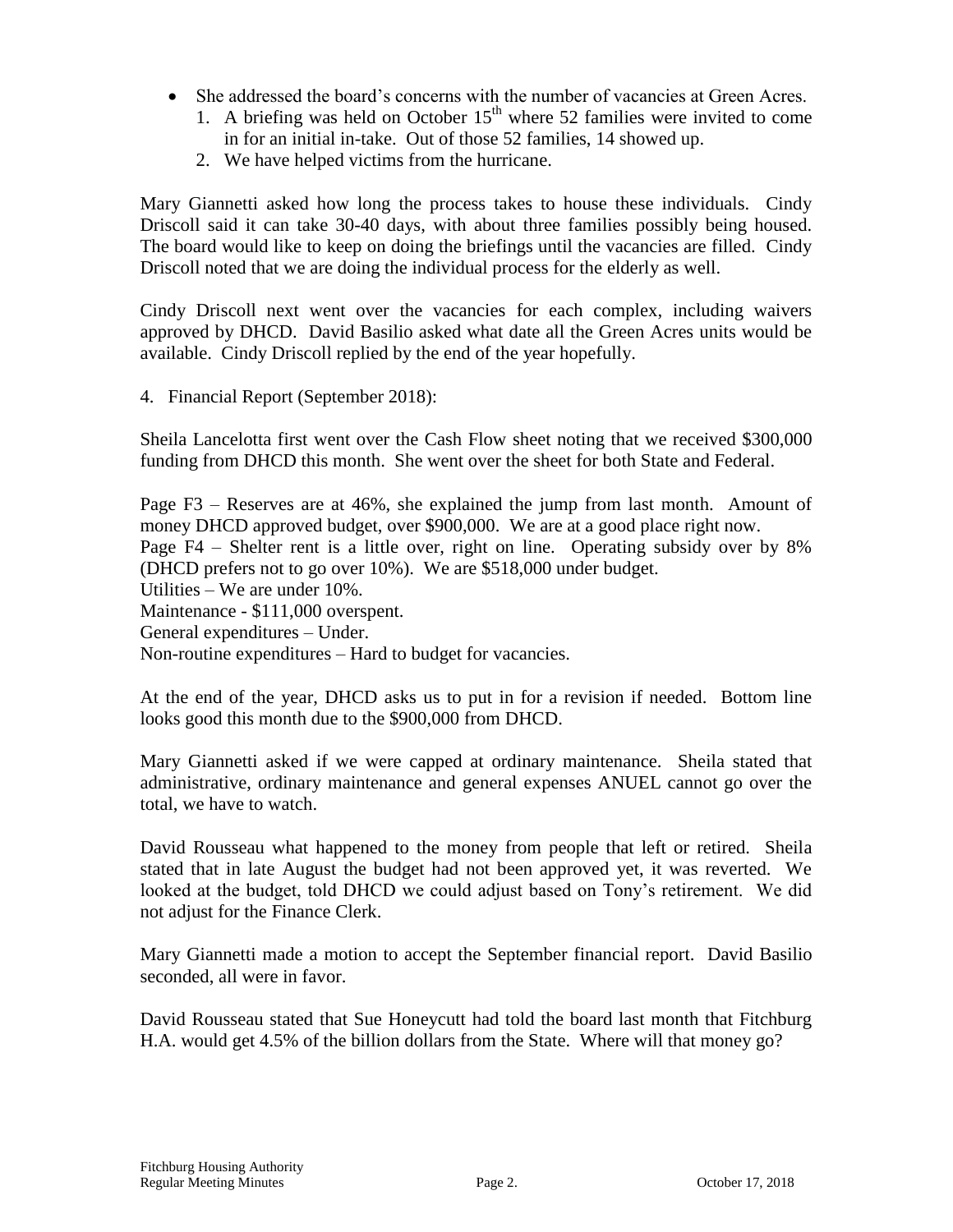- She addressed the board's concerns with the number of vacancies at Green Acres.
    1. A briefing was held on October 15th where 52 families were invited to come in for an initial in-take. Out of those 52 families, 14 showed up.
    2. We have helped victims from the hurricane.

Mary Giannetti asked how long the process takes to house these individuals. Cindy Driscoll said it can take 30-40 days, with about three families possibly being housed. The board would like to keep on doing the briefings until the vacancies are filled. Cindy Driscoll noted that we are doing the individual process for the elderly as well.

Cindy Driscoll next went over the vacancies for each complex, including waivers approved by DHCD. David Basilio asked what date all the Green Acres units would be available. Cindy Driscoll replied by the end of the year hopefully.

4. Financial Report (September 2018):

Sheila Lancelotta first went over the Cash Flow sheet noting that we received $300,000 funding from DHCD this month. She went over the sheet for both State and Federal.

Page F3 – Reserves are at 46%, she explained the jump from last month. Amount of money DHCD approved budget, over $900,000. We are at a good place right now.
Page F4 – Shelter rent is a little over, right on line. Operating subsidy over by 8% (DHCD prefers not to go over 10%). We are $518,000 under budget.
Utilities – We are under 10%.
Maintenance - $111,000 overspent.
General expenditures – Under.
Non-routine expenditures – Hard to budget for vacancies.

At the end of the year, DHCD asks us to put in for a revision if needed. Bottom line looks good this month due to the $900,000 from DHCD.

Mary Giannetti asked if we were capped at ordinary maintenance. Sheila stated that administrative, ordinary maintenance and general expenses ANUEL cannot go over the total, we have to watch.

David Rousseau what happened to the money from people that left or retired. Sheila stated that in late August the budget had not been approved yet, it was reverted. We looked at the budget, told DHCD we could adjust based on Tony's retirement. We did not adjust for the Finance Clerk.

Mary Giannetti made a motion to accept the September financial report. David Basilio seconded, all were in favor.

David Rousseau stated that Sue Honeycutt had told the board last month that Fitchburg H.A. would get 4.5% of the billion dollars from the State. Where will that money go?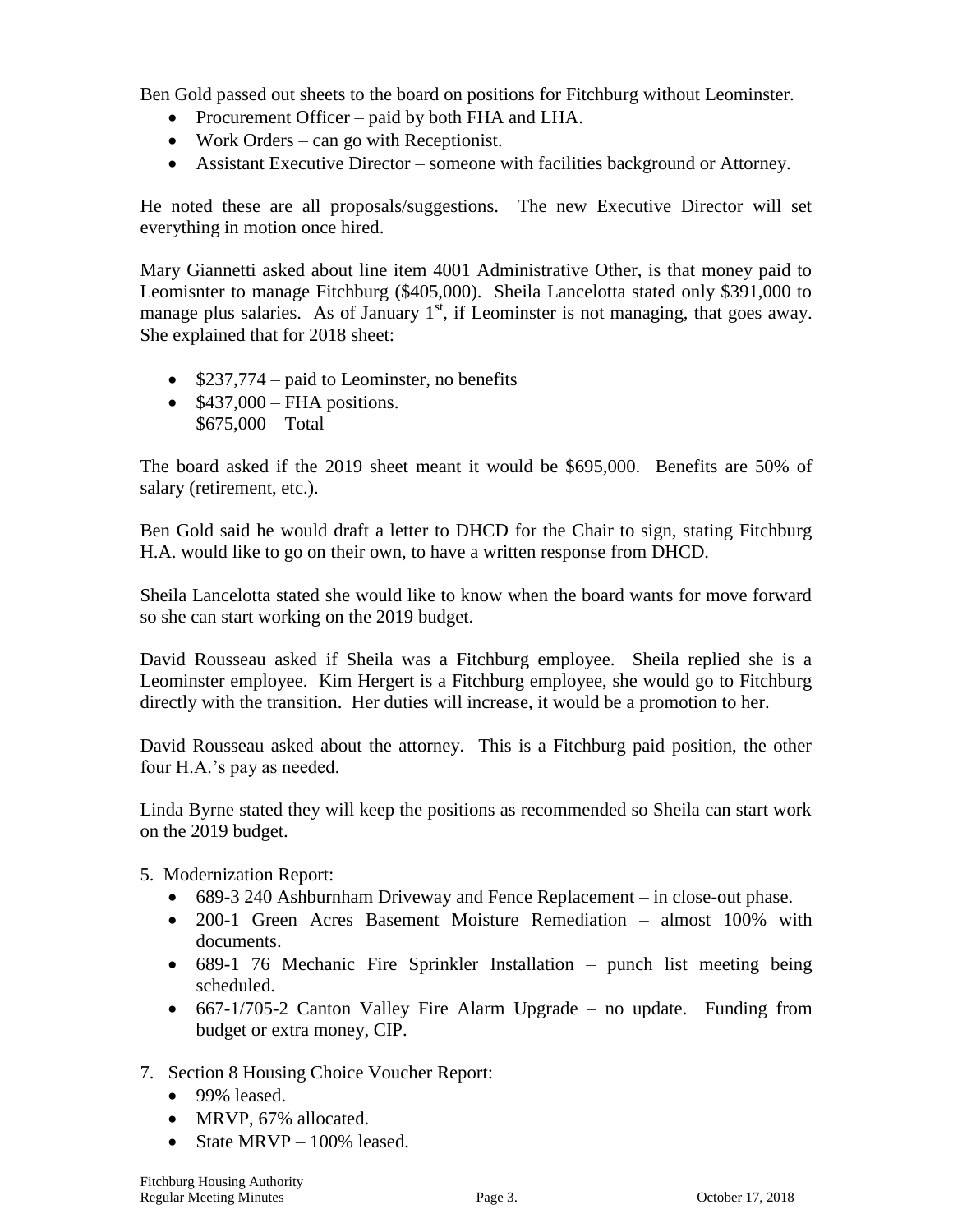Ben Gold passed out sheets to the board on positions for Fitchburg without Leominster.

- Procurement Officer – paid by both FHA and LHA.
- Work Orders – can go with Receptionist.
- Assistant Executive Director – someone with facilities background or Attorney.

He noted these are all proposals/suggestions. The new Executive Director will set everything in motion once hired.

Mary Giannetti asked about line item 4001 Administrative Other, is that money paid to Leomisnter to manage Fitchburg ($405,000). Sheila Lancelotta stated only $391,000 to manage plus salaries. As of January 1st, if Leominster is not managing, that goes away. She explained that for 2018 sheet:

- $237,774 – paid to Leominster, no benefits
- <u>$437,000</u> – FHA positions.
  $675,000 – Total

The board asked if the 2019 sheet meant it would be $695,000. Benefits are 50% of salary (retirement, etc.).

Ben Gold said he would draft a letter to DHCD for the Chair to sign, stating Fitchburg H.A. would like to go on their own, to have a written response from DHCD.

Sheila Lancelotta stated she would like to know when the board wants for move forward so she can start working on the 2019 budget.

David Rousseau asked if Sheila was a Fitchburg employee. Sheila replied she is a Leominster employee. Kim Hergert is a Fitchburg employee, she would go to Fitchburg directly with the transition. Her duties will increase, it would be a promotion to her.

David Rousseau asked about the attorney. This is a Fitchburg paid position, the other four H.A.'s pay as needed.

Linda Byrne stated they will keep the positions as recommended so Sheila can start work on the 2019 budget.

5. Modernization Report:
   - 689-3 240 Ashburnham Driveway and Fence Replacement – in close-out phase.
   - 200-1 Green Acres Basement Moisture Remediation – almost 100% with documents.
   - 689-1 76 Mechanic Fire Sprinkler Installation – punch list meeting being scheduled.
   - 667-1/705-2 Canton Valley Fire Alarm Upgrade – no update. Funding from budget or extra money, CIP.

7. Section 8 Housing Choice Voucher Report:
   - 99% leased.
   - MRVP, 67% allocated.
   - State MRVP – 100% leased.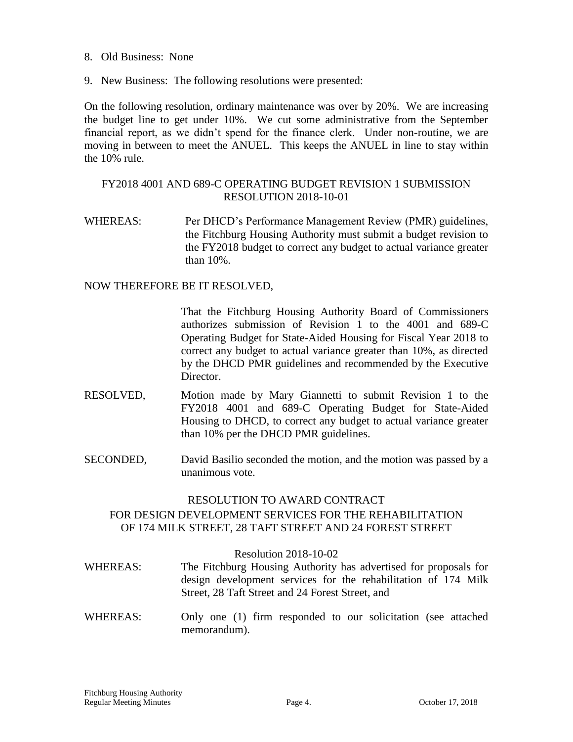8. Old Business: None

9. New Business: The following resolutions were presented:

On the following resolution, ordinary maintenance was over by 20%. We are increasing the budget line to get under 10%. We cut some administrative from the September financial report, as we didn't spend for the finance clerk. Under non-routine, we are moving in between to meet the ANUEL. This keeps the ANUEL in line to stay within the 10% rule.

FY2018 4001 AND 689-C OPERATING BUDGET REVISION 1 SUBMISSION RESOLUTION 2018-10-01

WHEREAS: Per DHCD's Performance Management Review (PMR) guidelines, the Fitchburg Housing Authority must submit a budget revision to the FY2018 budget to correct any budget to actual variance greater than 10%.

NOW THEREFORE BE IT RESOLVED,

That the Fitchburg Housing Authority Board of Commissioners authorizes submission of Revision 1 to the 4001 and 689-C Operating Budget for State-Aided Housing for Fiscal Year 2018 to correct any budget to actual variance greater than 10%, as directed by the DHCD PMR guidelines and recommended by the Executive Director.

RESOLVED, Motion made by Mary Giannetti to submit Revision 1 to the FY2018 4001 and 689-C Operating Budget for State-Aided Housing to DHCD, to correct any budget to actual variance greater than 10% per the DHCD PMR guidelines.

SECONDED, David Basilio seconded the motion, and the motion was passed by a unanimous vote.

RESOLUTION TO AWARD CONTRACT
FOR DESIGN DEVELOPMENT SERVICES FOR THE REHABILITATION OF 174 MILK STREET, 28 TAFT STREET AND 24 FOREST STREET

Resolution 2018-10-02

WHEREAS: The Fitchburg Housing Authority has advertised for proposals for design development services for the rehabilitation of 174 Milk Street, 28 Taft Street and 24 Forest Street, and

WHEREAS: Only one (1) firm responded to our solicitation (see attached memorandum).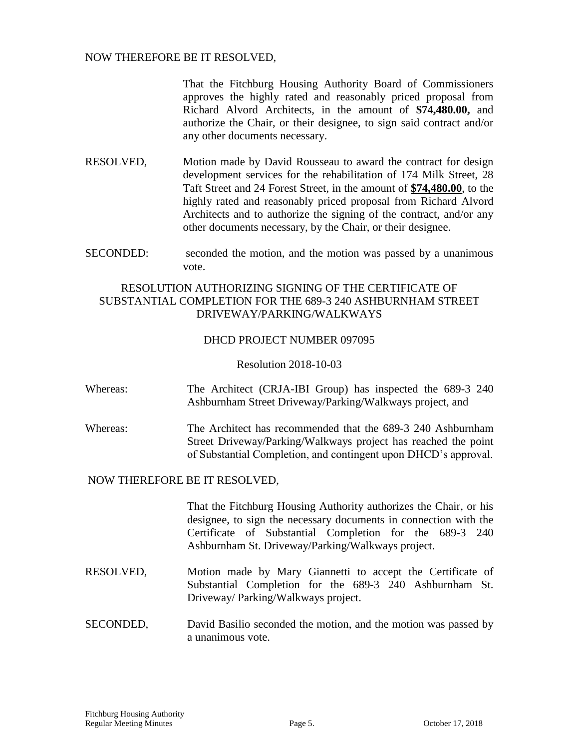NOW THEREFORE BE IT RESOLVED,

That the Fitchburg Housing Authority Board of Commissioners approves the highly rated and reasonably priced proposal from Richard Alvord Architects, in the amount of **$74,480.00,** and authorize the Chair, or their designee, to sign said contract and/or any other documents necessary.

RESOLVED, Motion made by David Rousseau to award the contract for design development services for the rehabilitation of 174 Milk Street, 28 Taft Street and 24 Forest Street, in the amount of **<u>$74,480.00</u>**, to the highly rated and reasonably priced proposal from Richard Alvord Architects and to authorize the signing of the contract, and/or any other documents necessary, by the Chair, or their designee.

SECONDED: seconded the motion, and the motion was passed by a unanimous vote.

RESOLUTION AUTHORIZING SIGNING OF THE CERTIFICATE OF SUBSTANTIAL COMPLETION FOR THE 689-3 240 ASHBURNHAM STREET DRIVEWAY/PARKING/WALKWAYS

DHCD PROJECT NUMBER 097095

Resolution 2018-10-03

Whereas: The Architect (CRJA-IBI Group) has inspected the 689-3 240 Ashburnham Street Driveway/Parking/Walkways project, and

Whereas: The Architect has recommended that the 689-3 240 Ashburnham Street Driveway/Parking/Walkways project has reached the point of Substantial Completion, and contingent upon DHCD's approval.

NOW THEREFORE BE IT RESOLVED,

That the Fitchburg Housing Authority authorizes the Chair, or his designee, to sign the necessary documents in connection with the Certificate of Substantial Completion for the 689-3 240 Ashburnham St. Driveway/Parking/Walkways project.

RESOLVED, Motion made by Mary Giannetti to accept the Certificate of Substantial Completion for the 689-3 240 Ashburnham St. Driveway/ Parking/Walkways project.

SECONDED, David Basilio seconded the motion, and the motion was passed by a unanimous vote.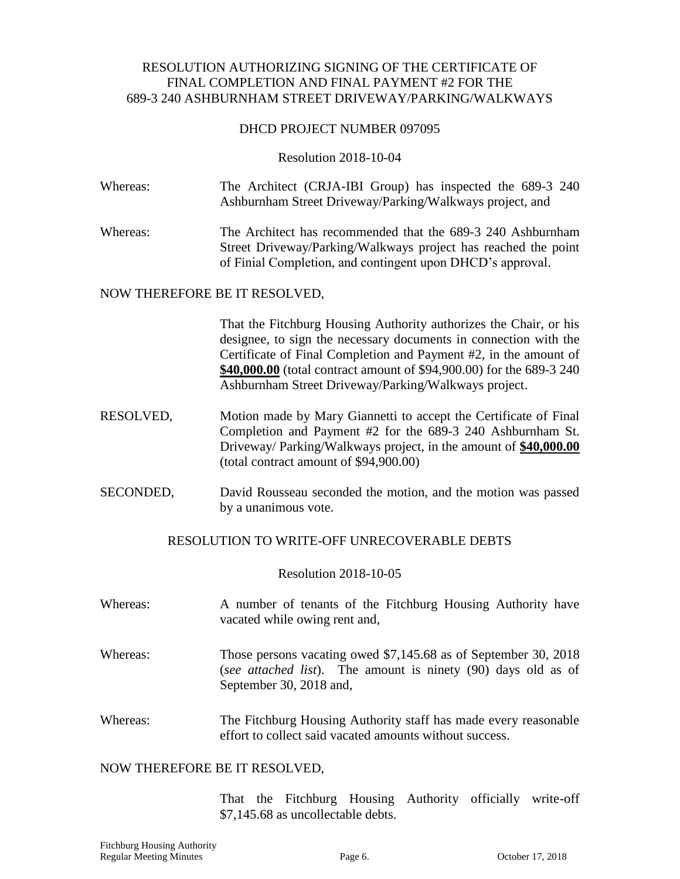RESOLUTION AUTHORIZING SIGNING OF THE CERTIFICATE OF FINAL COMPLETION AND FINAL PAYMENT #2 FOR THE 689-3 240 ASHBURNHAM STREET DRIVEWAY/PARKING/WALKWAYS

DHCD PROJECT NUMBER 097095

Resolution 2018-10-04

Whereas: The Architect (CRJA-IBI Group) has inspected the 689-3 240 Ashburnham Street Driveway/Parking/Walkways project, and

Whereas: The Architect has recommended that the 689-3 240 Ashburnham Street Driveway/Parking/Walkways project has reached the point of Finial Completion, and contingent upon DHCD's approval.

NOW THEREFORE BE IT RESOLVED,

That the Fitchburg Housing Authority authorizes the Chair, or his designee, to sign the necessary documents in connection with the Certificate of Final Completion and Payment #2, in the amount of **$40,000.00** (total contract amount of $94,900.00) for the 689-3 240 Ashburnham Street Driveway/Parking/Walkways project.

RESOLVED, Motion made by Mary Giannetti to accept the Certificate of Final Completion and Payment #2 for the 689-3 240 Ashburnham St. Driveway/ Parking/Walkways project, in the amount of **$40,000.00** (total contract amount of $94,900.00)

SECONDED, David Rousseau seconded the motion, and the motion was passed by a unanimous vote.

RESOLUTION TO WRITE-OFF UNRECOVERABLE DEBTS

Resolution 2018-10-05

Whereas: A number of tenants of the Fitchburg Housing Authority have vacated while owing rent and,

Whereas: Those persons vacating owed $7,145.68 as of September 30, 2018 (*see attached list*). The amount is ninety (90) days old as of September 30, 2018 and,

Whereas: The Fitchburg Housing Authority staff has made every reasonable effort to collect said vacated amounts without success.

NOW THEREFORE BE IT RESOLVED,

That the Fitchburg Housing Authority officially write-off $7,145.68 as uncollectable debts.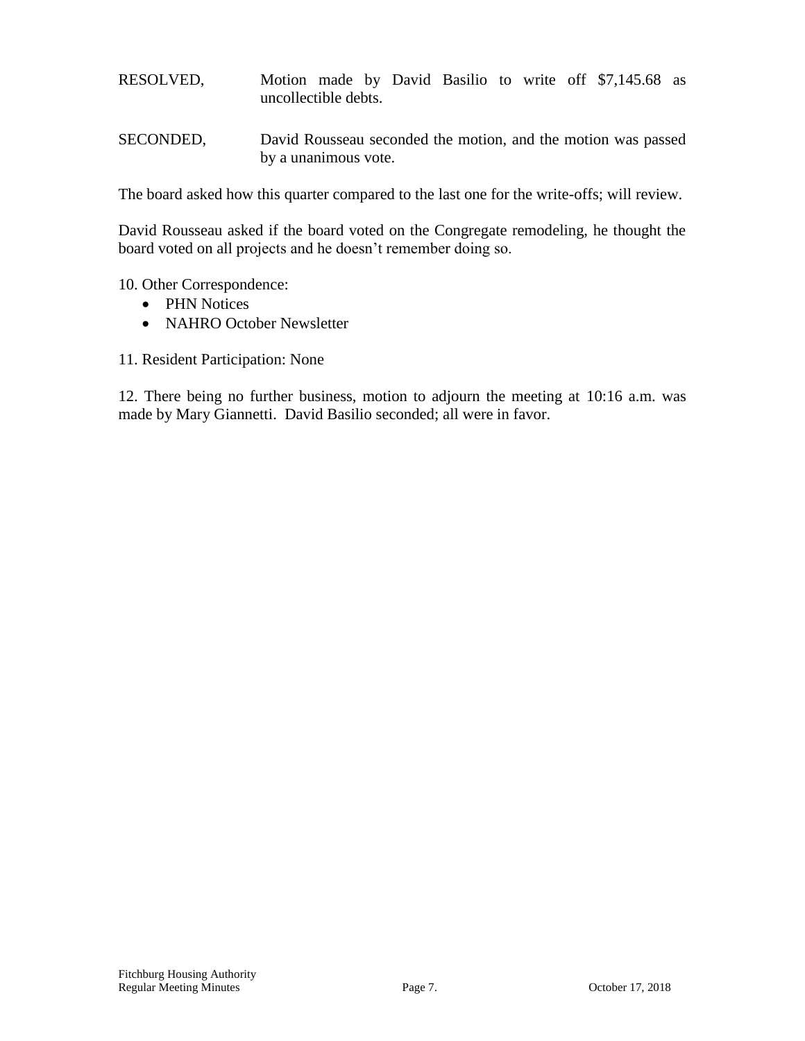RESOLVED, Motion made by David Basilio to write off $7,145.68 as uncollectible debts.

SECONDED, David Rousseau seconded the motion, and the motion was passed by a unanimous vote.

The board asked how this quarter compared to the last one for the write-offs; will review.

David Rousseau asked if the board voted on the Congregate remodeling, he thought the board voted on all projects and he doesn't remember doing so.

10. Other Correspondence:

- PHN Notices
- NAHRO October Newsletter

11. Resident Participation: None

12. There being no further business, motion to adjourn the meeting at 10:16 a.m. was made by Mary Giannetti. David Basilio seconded; all were in favor.